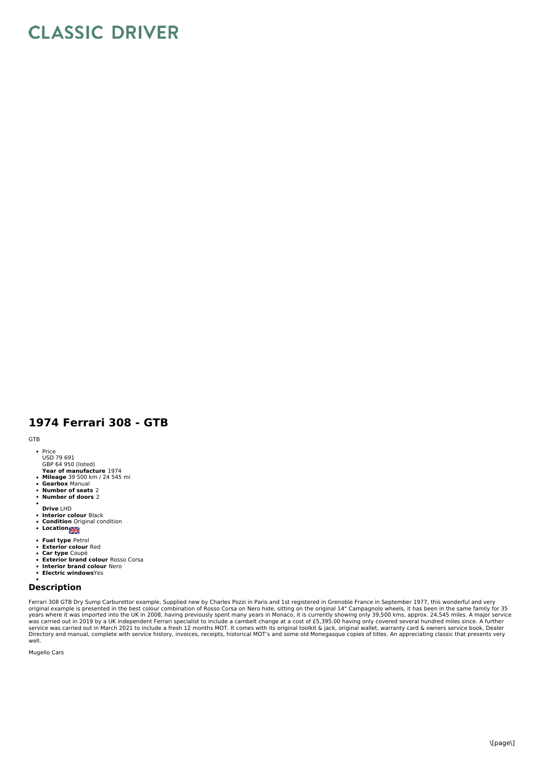# CLASSIC DRIVER

## 1974 Ferrari 308 - GTB

GTB

- Price
  USD 79 691
  GBP 64 950 (listed)
  **Year of manufacture** 1974
- **Mileage** 39 500 km / 24 545 mi
- **Gearbox** Manual
- **Number of seats** 2
- **Number of doors** 2
- **Drive** LHD
- **Interior colour** Black
- **Condition** Original condition
- **Location**
- **Fuel type** Petrol
- **Exterior colour** Red
- **Car type** Coupé
- **Exterior brand colour** Rosso Corsa
- **Interior brand colour** Nero
- **Electric windows** Yes

### Description

Ferrari 308 GTB Dry Sump Carburettor example, Supplied new by Charles Pozzi in Paris and 1st registered in Grenoble France in September 1977, this wonderful and very original example is presented in the best colour combination of Rosso Corsa on Nero hide, sitting on the original 14" Campagnolo wheels, it has been in the same family for 35 years where it was imported into the UK in 2008, having previously spent many years in Monaco, it is currently showing only 39,500 kms, approx. 24,545 miles. A major service was carried out in 2019 by a UK independent Ferrari specialist to include a cambelt change at a cost of £5,395.00 having only covered several hundred miles since. A further service was carried out in March 2021 to include a fresh 12 months MOT. It comes with its original toolkit & jack, original wallet, warranty card & owners service book, Dealer Directory and manual, complete with service history, invoices, receipts, historical MOT's and some old Monegasque copies of titles. An appreciating classic that presents very well.

Mugello Cars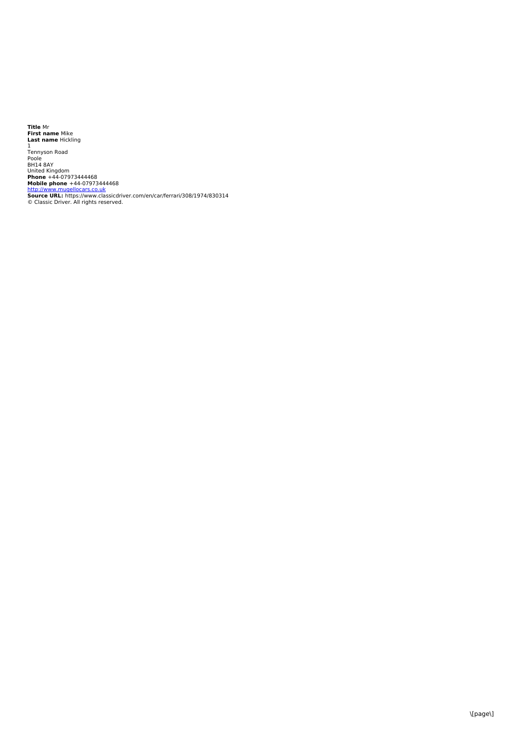**Title** Mr  
**First name** Mike  
**Last name** Hickling  
1  
Tennyson Road  
Poole  
BH14 8AY  
United Kingdom  
**Phone** +44-07973444468  
**Mobile phone** +44-07973444468  
[http://www.mugellocars.co.uk](http://www.mugellocars.co.uk)  
**Source URL:** https://www.classicdriver.com/en/car/ferrari/308/1974/830314  
© Classic Driver. All rights reserved.